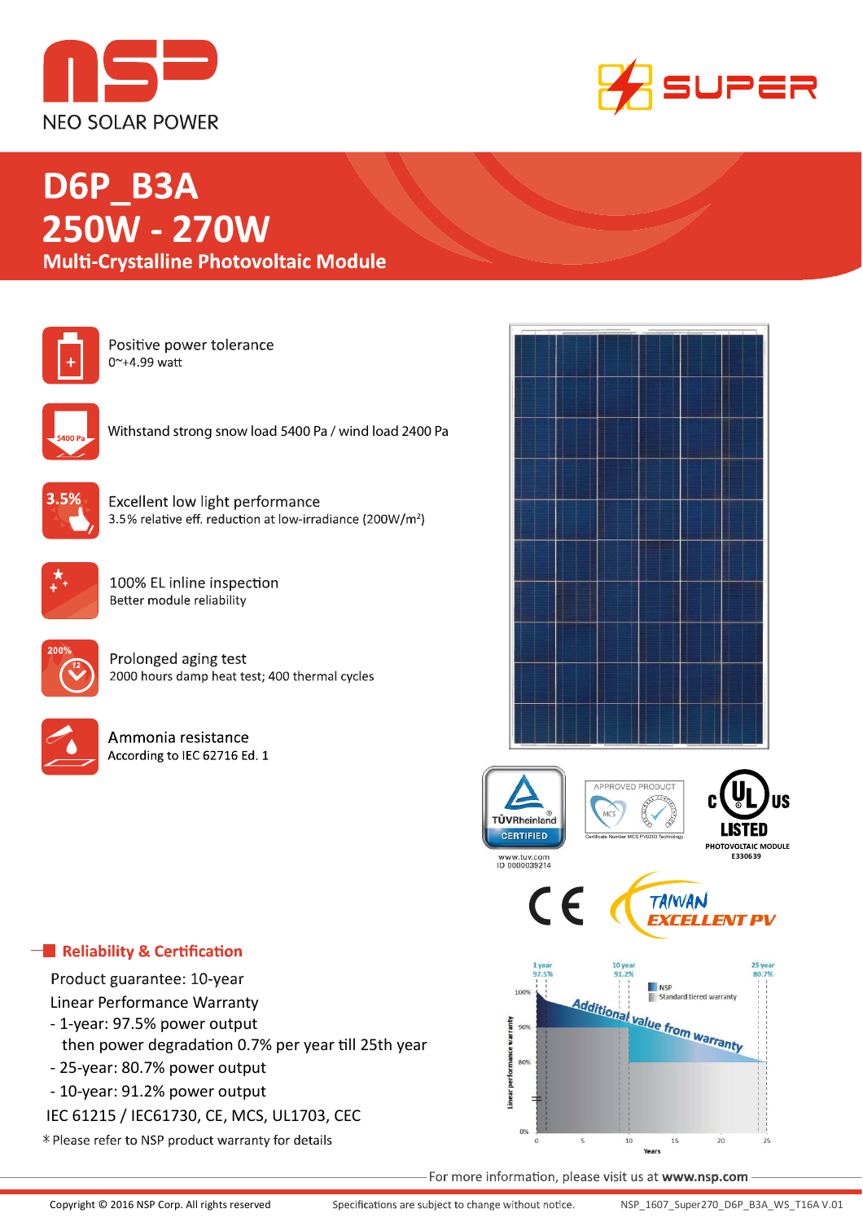NEO SOLAR POWER

SUPER

# D6P_B3A
# 250W - 270W
## Multi-Crystalline Photovoltaic Module

**Positive power tolerance**
0~+4.99 watt

**Withstand strong snow load 5400 Pa / wind load 2400 Pa**

**Excellent low light performance**
3.5% relative eff. reduction at low-irradiance (200W/m²)

**100% EL inline inspection**
Better module reliability

**Prolonged aging test**
2000 hours damp heat test; 400 thermal cycles

**Ammonia resistance**
According to IEC 62716 Ed. 1

TÜVRheinland CERTIFIED
www.tuv.com
ID 0000039214

APPROVED PRODUCT
Certificate Number MCS PV0203 Technology

c UL us LISTED
PHOTOVOLTAIC MODULE
E330639

CE

TAIWAN EXCELLENT PV

## Reliability & Certification

Product guarantee: 10-year

Linear Performance Warranty

- 1-year: 97.5% power output
  then power degradation 0.7% per year till 25th year
- 25-year: 80.7% power output
- 10-year: 91.2% power output

IEC 61215 / IEC61730, CE, MCS, UL1703, CEC

* Please refer to NSP product warranty for details

1 year 97.5% | 10 year 91.2% | 25 year 80.7%

NSP
Standard tiered warranty

Additional value from warranty

Linear performance warranty: 100%, 90%, 80%, 0%

Years: 0, 5, 10, 15, 20, 25

For more information, please visit us at **www.nsp.com**

Copyright © 2016 NSP Corp. All rights reserved | Specifications are subject to change without notice. | NSP_1607_Super270_D6P_B3A_WS_T16A V.01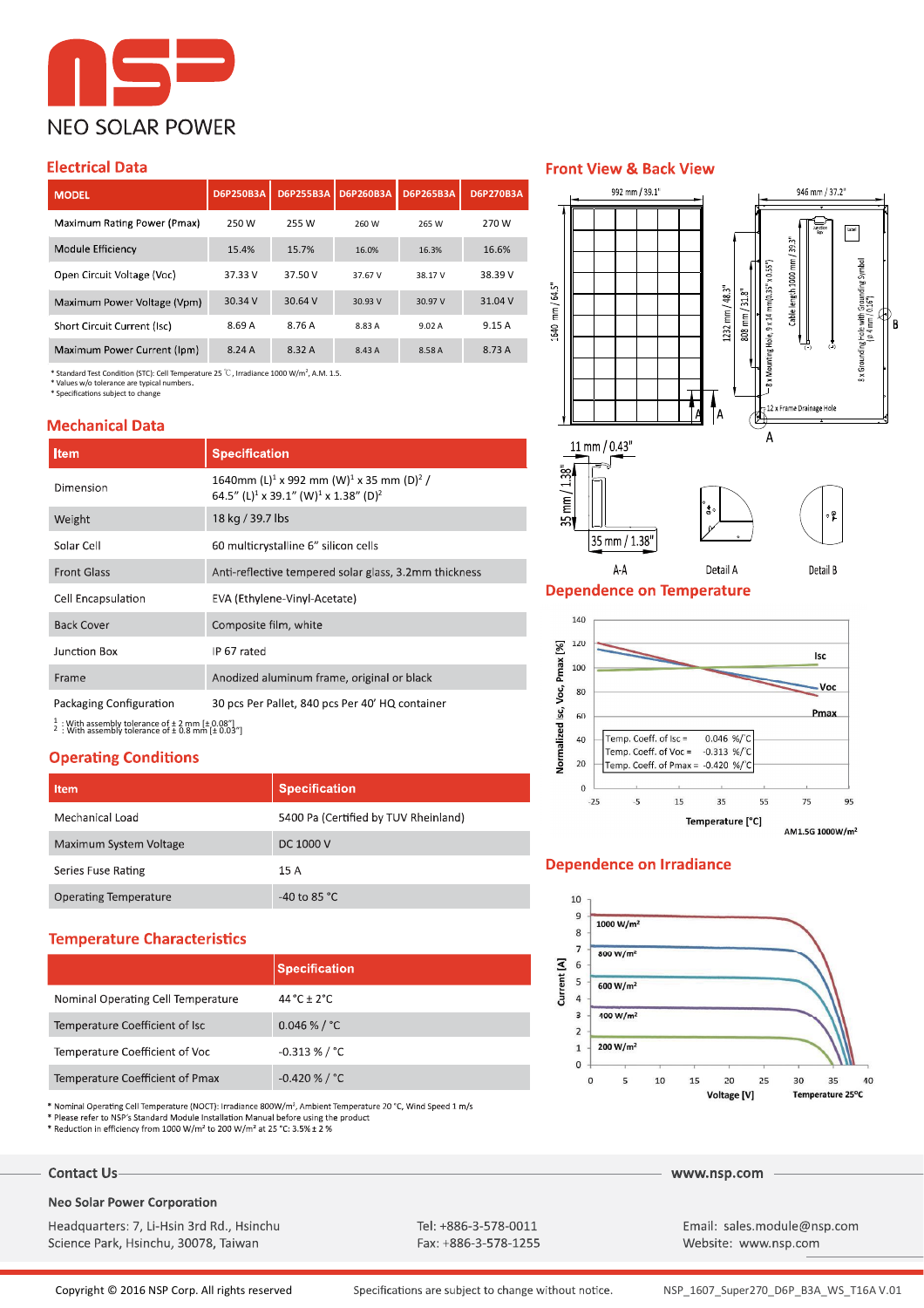NEO SOLAR POWER

## Electrical Data

| MODEL | D6P250B3A | D6P255B3A | D6P260B3A | D6P265B3A | D6P270B3A |
|---|---|---|---|---|---|
| Maximum Rating Power (Pmax) | 250 W | 255 W | 260 W | 265 W | 270 W |
| Module Efficiency | 15.4% | 15.7% | 16.0% | 16.3% | 16.6% |
| Open Circuit Voltage (Voc) | 37.33 V | 37.50 V | 37.67 V | 38.17 V | 38.39 V |
| Maximum Power Voltage (Vpm) | 30.34 V | 30.64 V | 30.93 V | 30.97 V | 31.04 V |
| Short Circuit Current (Isc) | 8.69 A | 8.76 A | 8.83 A | 9.02 A | 9.15 A |
| Maximum Power Current (Ipm) | 8.24 A | 8.32 A | 8.43 A | 8.58 A | 8.73 A |

* Standard Test Condition (STC): Cell Temperature 25 ℃, Irradiance 1000 W/m², A.M. 1.5.
* Values w/o tolerance are typical numbers.
* Specifications subject to change

## Mechanical Data

| Item | Specification |
|---|---|
| Dimension | 1640mm (L)[1] x 992 mm (W)[1] x 35 mm (D)[2] / 64.5" (L)[1] x 39.1" (W)[1] x 1.38" (D)[2] |
| Weight | 18 kg / 39.7 lbs |
| Solar Cell | 60 multicrystalline 6" silicon cells |
| Front Glass | Anti-reflective tempered solar glass, 3.2mm thickness |
| Cell Encapsulation | EVA (Ethylene-Vinyl-Acetate) |
| Back Cover | Composite film, white |
| Junction Box | IP 67 rated |
| Frame | Anodized aluminum frame, original or black |
| Packaging Configuration | 30 pcs Per Pallet, 840 pcs Per 40' HQ container |

1 : With assembly tolerance of ± 2 mm [± 0.08"]
2 : With assembly tolerance of ± 0.8 mm [± 0.03"]

## Operating Conditions

| Item | Specification |
|---|---|
| Mechanical Load | 5400 Pa (Certified by TUV Rheinland) |
| Maximum System Voltage | DC 1000 V |
| Series Fuse Rating | 15 A |
| Operating Temperature | -40 to 85 °C |

## Temperature Characteristics

| | Specification |
|---|---|
| Nominal Operating Cell Temperature | 44 °C ± 2°C |
| Temperature Coefficient of Isc | 0.046 % / °C |
| Temperature Coefficient of Voc | -0.313 % / °C |
| Temperature Coefficient of Pmax | -0.420 % / °C |

* Nominal Operating Cell Temperature (NOCT): Irradiance 800W/m², Ambient Temperature 20 °C, Wind Speed 1 m/s
* Please refer to NSP's Standard Module Installation Manual before using the product
* Reduction in efficiency from 1000 W/m² to 200 W/m² at 25 °C: 3.5% ± 2 %

## Front View & Back View

992 mm / 39.1"
946 mm / 37.2"
1640 mm / 64.5"
1232 mm / 48.5"
808 mm / 31.8"
8 x Mounting Hole, 9 x 14 mm (0.35" x 0.55")
Cable length 1000 mm / 39.3"
Junction Box
Label
8 x Grounding Hole with Grounding Symbol (φ 4 mm / 0.16")
12 x Frame Drainage Hole
A
B
11 mm / 0.43"
35 mm / 1.38"
35 mm / 1.38"
A-A
Detail A
Detail B

## Dependence on Temperature

Normalized Isc, Voc, Pmax [%]
140
120
100
80
60
40
20
0
-25 -5 15 35 55 75 95
Temperature [°C]
Isc
Voc
Pmax
Temp. Coeff. of Isc = 0.046 %/°C
Temp. Coeff. of Voc = -0.313 %/°C
Temp. Coeff. of Pmax = -0.420 %/°C
AM1.5G 1000W/m²

## Dependence on Irradiance

Current [A]
10 9 8 7 6 5 4 3 2 1 0
0 5 10 15 20 25 30 35 40
Voltage [V]
1000 W/m²
800 W/m²
600 W/m²
400 W/m²
200 W/m²
Temperature 25°C

## Contact Us

www.nsp.com

**Neo Solar Power Corporation**

Headquarters: 7, Li-Hsin 3rd Rd., Hsinchu Science Park, Hsinchu, 30078, Taiwan

Tel: +886-3-578-0011
Fax: +886-3-578-1255

Email: sales.module@nsp.com
Website: www.nsp.com

Copyright © 2016 NSP Corp. All rights reserved    Specifications are subject to change without notice.    NSP_1607_Super270_D6P_B3A_WS_T16A V.01